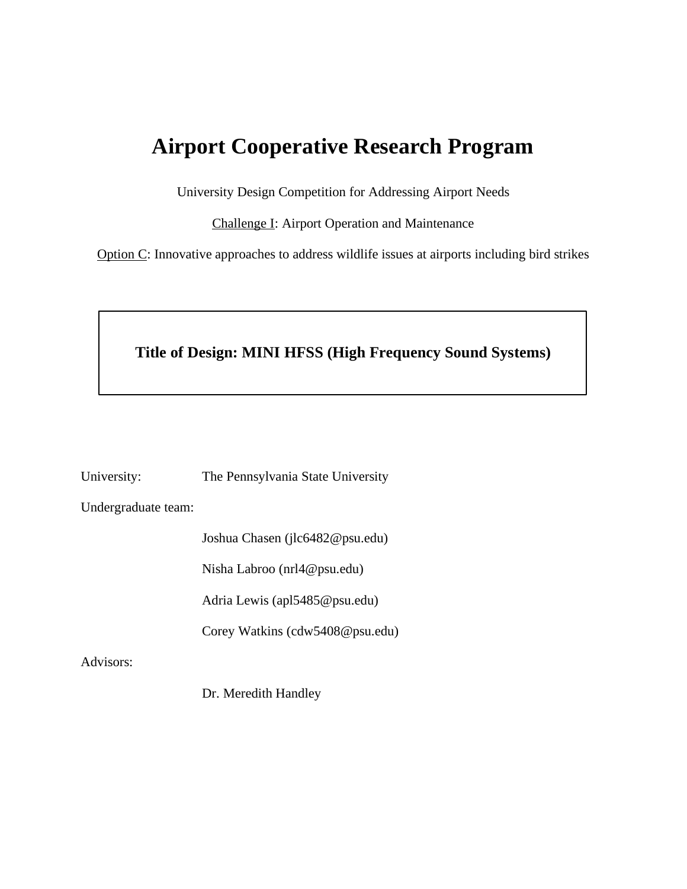# Airport Cooperative Research Program

University Design Competition for Addressing Airport Needs

Challenge I: Airport Operation and Maintenance

Option C: Innovative approaches to address wildlife issues at airports including bird strikes

**Title of Design: MINI HFSS (High Frequency Sound Systems)**

University: The Pennsylvania State University

Undergraduate team:

Joshua Chasen (jlc6482@psu.edu)

Nisha Labroo (nrl4@psu.edu)

Adria Lewis (apl5485@psu.edu)

Corey Watkins (cdw5408@psu.edu)

Advisors:

Dr. Meredith Handley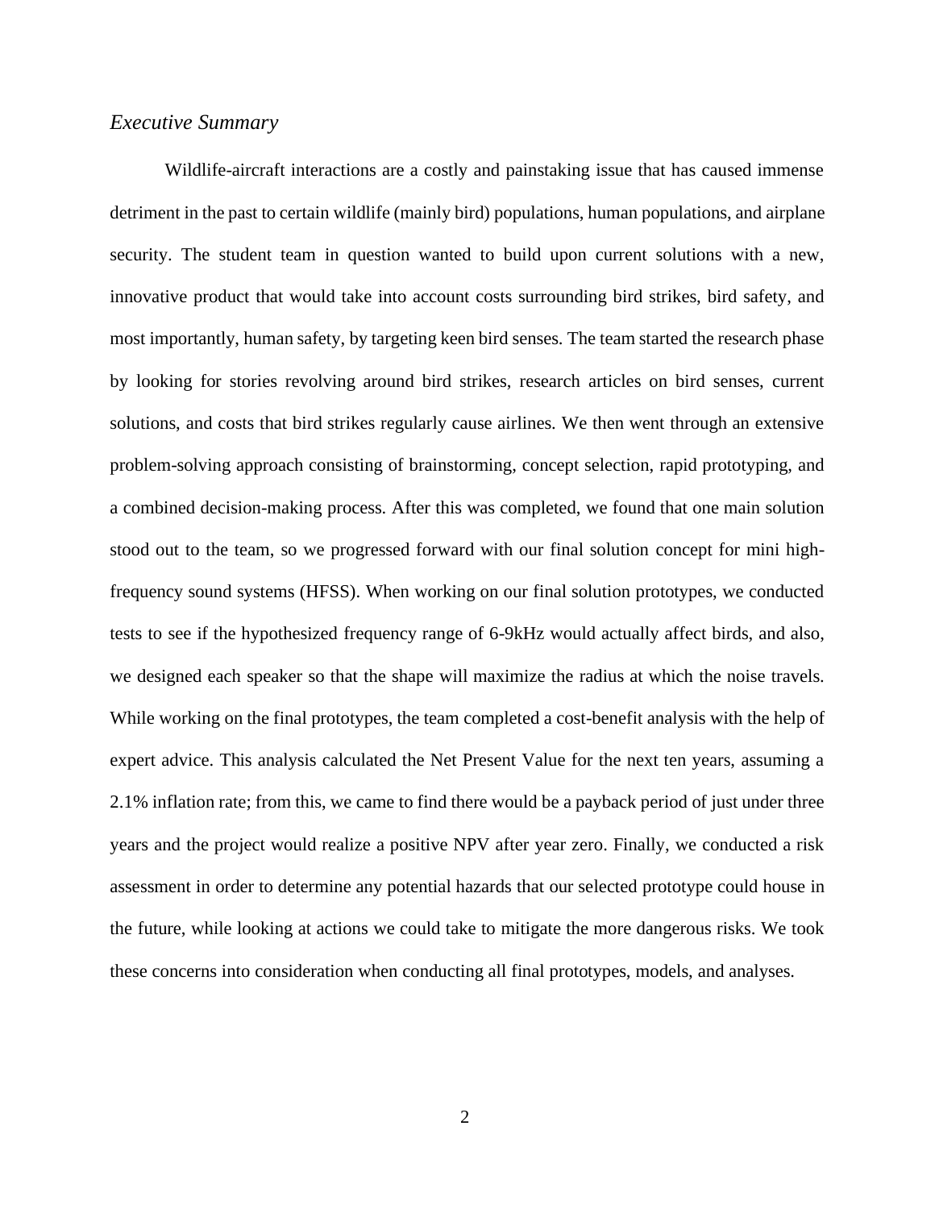*Executive Summary*

Wildlife-aircraft interactions are a costly and painstaking issue that has caused immense detriment in the past to certain wildlife (mainly bird) populations, human populations, and airplane security. The student team in question wanted to build upon current solutions with a new, innovative product that would take into account costs surrounding bird strikes, bird safety, and most importantly, human safety, by targeting keen bird senses. The team started the research phase by looking for stories revolving around bird strikes, research articles on bird senses, current solutions, and costs that bird strikes regularly cause airlines. We then went through an extensive problem-solving approach consisting of brainstorming, concept selection, rapid prototyping, and a combined decision-making process. After this was completed, we found that one main solution stood out to the team, so we progressed forward with our final solution concept for mini high-frequency sound systems (HFSS). When working on our final solution prototypes, we conducted tests to see if the hypothesized frequency range of 6-9kHz would actually affect birds, and also, we designed each speaker so that the shape will maximize the radius at which the noise travels. While working on the final prototypes, the team completed a cost-benefit analysis with the help of expert advice. This analysis calculated the Net Present Value for the next ten years, assuming a 2.1% inflation rate; from this, we came to find there would be a payback period of just under three years and the project would realize a positive NPV after year zero. Finally, we conducted a risk assessment in order to determine any potential hazards that our selected prototype could house in the future, while looking at actions we could take to mitigate the more dangerous risks. We took these concerns into consideration when conducting all final prototypes, models, and analyses.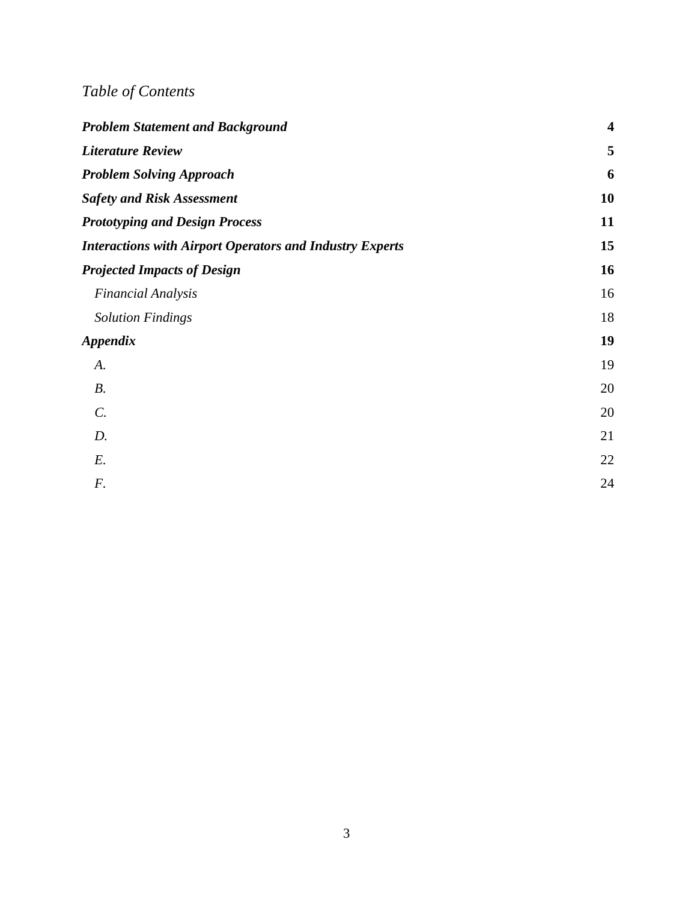*Table of Contents*

| | |
|---|---|
| ***Problem Statement and Background*** | **4** |
| ***Literature Review*** | **5** |
| ***Problem Solving Approach*** | **6** |
| ***Safety and Risk Assessment*** | **10** |
| ***Prototyping and Design Process*** | **11** |
| ***Interactions with Airport Operators and Industry Experts*** | **15** |
| ***Projected Impacts of Design*** | **16** |
| *Financial Analysis* | 16 |
| *Solution Findings* | 18 |
| ***Appendix*** | **19** |
| *A.* | 19 |
| *B.* | 20 |
| *C.* | 20 |
| *D.* | 21 |
| *E.* | 22 |
| *F.* | 24 |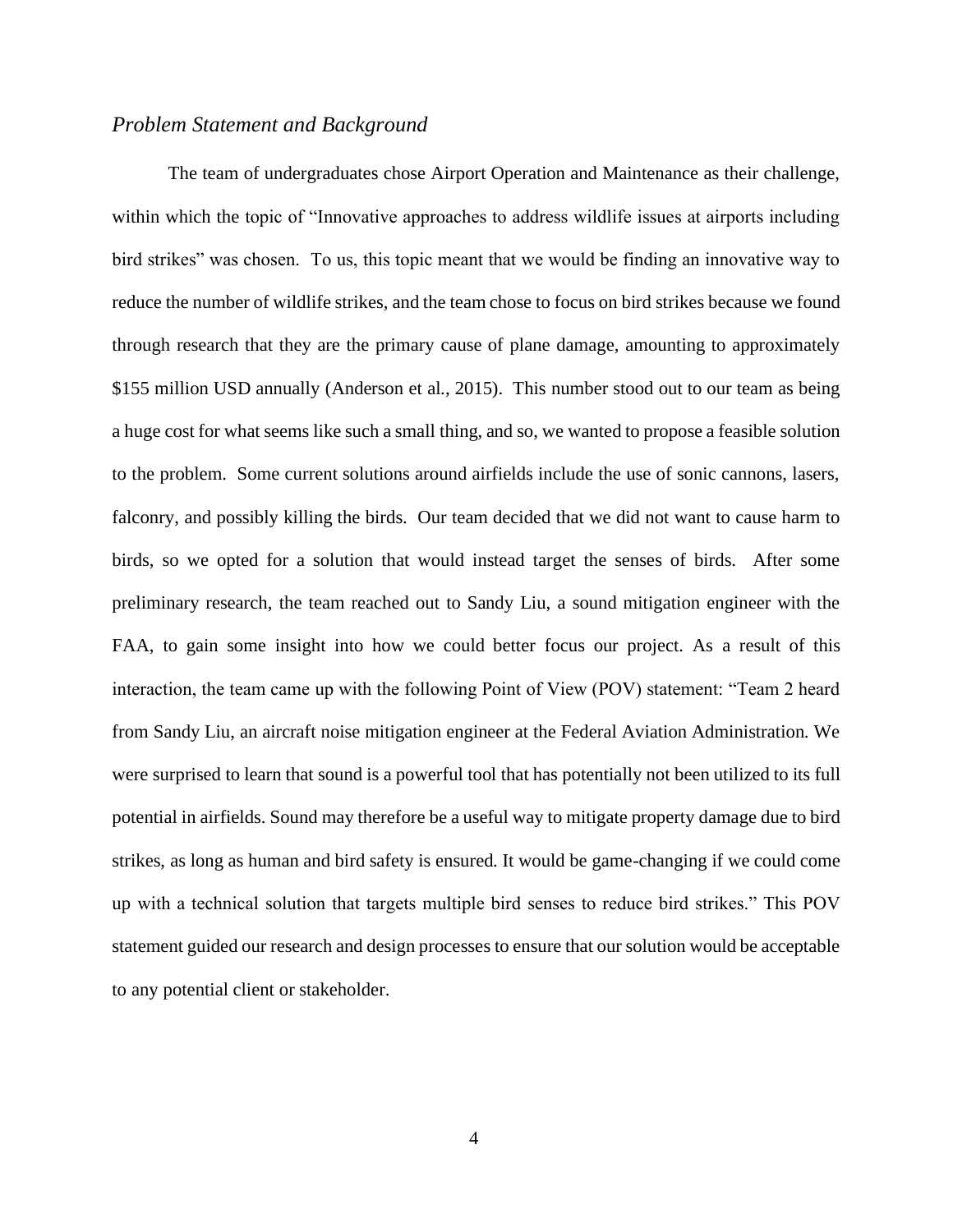### *Problem Statement and Background*

The team of undergraduates chose Airport Operation and Maintenance as their challenge, within which the topic of "Innovative approaches to address wildlife issues at airports including bird strikes" was chosen. To us, this topic meant that we would be finding an innovative way to reduce the number of wildlife strikes, and the team chose to focus on bird strikes because we found through research that they are the primary cause of plane damage, amounting to approximately $155 million USD annually (Anderson et al., 2015). This number stood out to our team as being a huge cost for what seems like such a small thing, and so, we wanted to propose a feasible solution to the problem. Some current solutions around airfields include the use of sonic cannons, lasers, falconry, and possibly killing the birds. Our team decided that we did not want to cause harm to birds, so we opted for a solution that would instead target the senses of birds. After some preliminary research, the team reached out to Sandy Liu, a sound mitigation engineer with the FAA, to gain some insight into how we could better focus our project. As a result of this interaction, the team came up with the following Point of View (POV) statement: "Team 2 heard from Sandy Liu, an aircraft noise mitigation engineer at the Federal Aviation Administration. We were surprised to learn that sound is a powerful tool that has potentially not been utilized to its full potential in airfields. Sound may therefore be a useful way to mitigate property damage due to bird strikes, as long as human and bird safety is ensured. It would be game-changing if we could come up with a technical solution that targets multiple bird senses to reduce bird strikes." This POV statement guided our research and design processes to ensure that our solution would be acceptable to any potential client or stakeholder.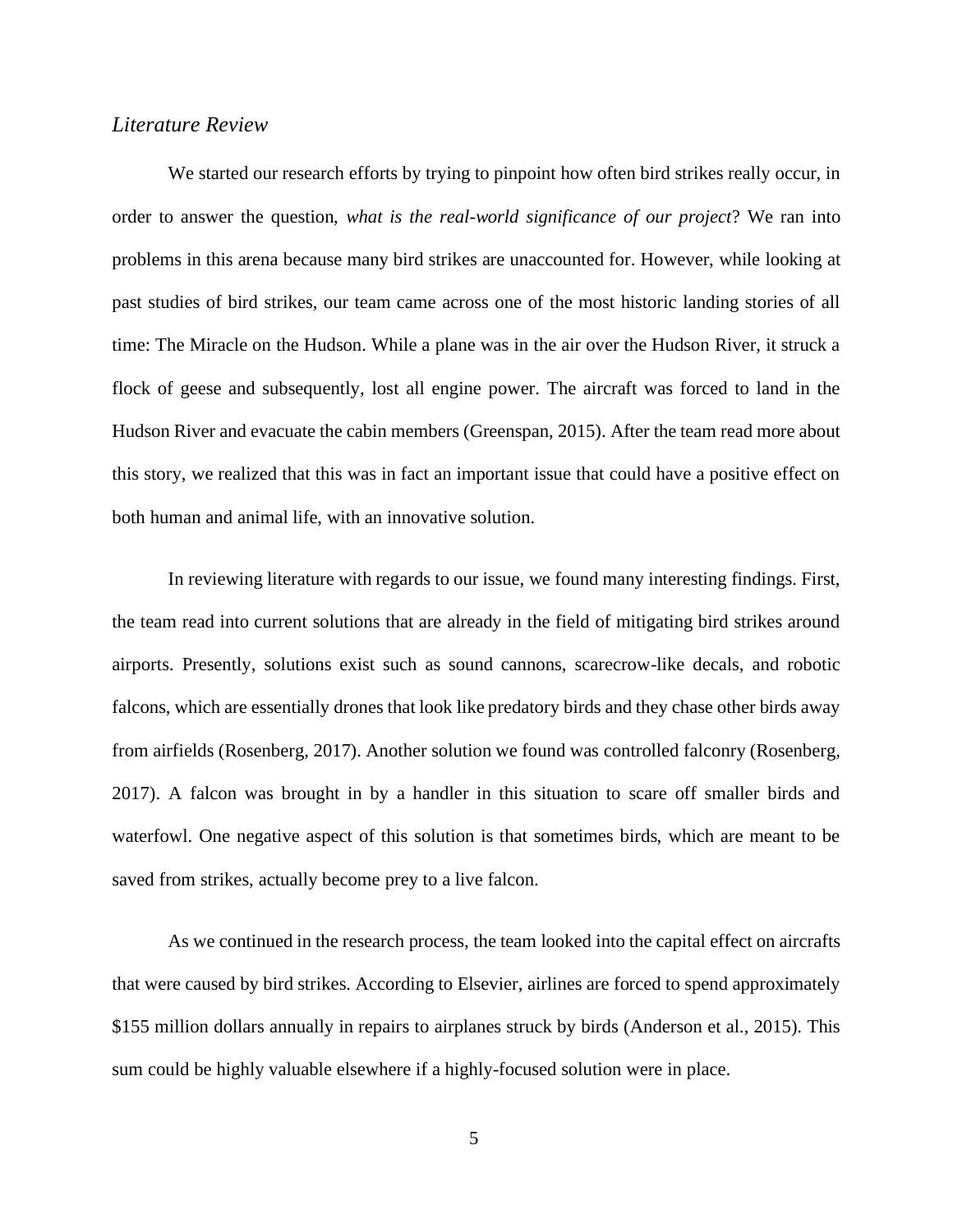*Literature Review*

We started our research efforts by trying to pinpoint how often bird strikes really occur, in order to answer the question, *what is the real-world significance of our project*? We ran into problems in this arena because many bird strikes are unaccounted for. However, while looking at past studies of bird strikes, our team came across one of the most historic landing stories of all time: The Miracle on the Hudson. While a plane was in the air over the Hudson River, it struck a flock of geese and subsequently, lost all engine power. The aircraft was forced to land in the Hudson River and evacuate the cabin members (Greenspan, 2015). After the team read more about this story, we realized that this was in fact an important issue that could have a positive effect on both human and animal life, with an innovative solution.

In reviewing literature with regards to our issue, we found many interesting findings. First, the team read into current solutions that are already in the field of mitigating bird strikes around airports. Presently, solutions exist such as sound cannons, scarecrow-like decals, and robotic falcons, which are essentially drones that look like predatory birds and they chase other birds away from airfields (Rosenberg, 2017). Another solution we found was controlled falconry (Rosenberg, 2017). A falcon was brought in by a handler in this situation to scare off smaller birds and waterfowl. One negative aspect of this solution is that sometimes birds, which are meant to be saved from strikes, actually become prey to a live falcon.

As we continued in the research process, the team looked into the capital effect on aircrafts that were caused by bird strikes. According to Elsevier, airlines are forced to spend approximately $155 million dollars annually in repairs to airplanes struck by birds (Anderson et al., 2015). This sum could be highly valuable elsewhere if a highly-focused solution were in place.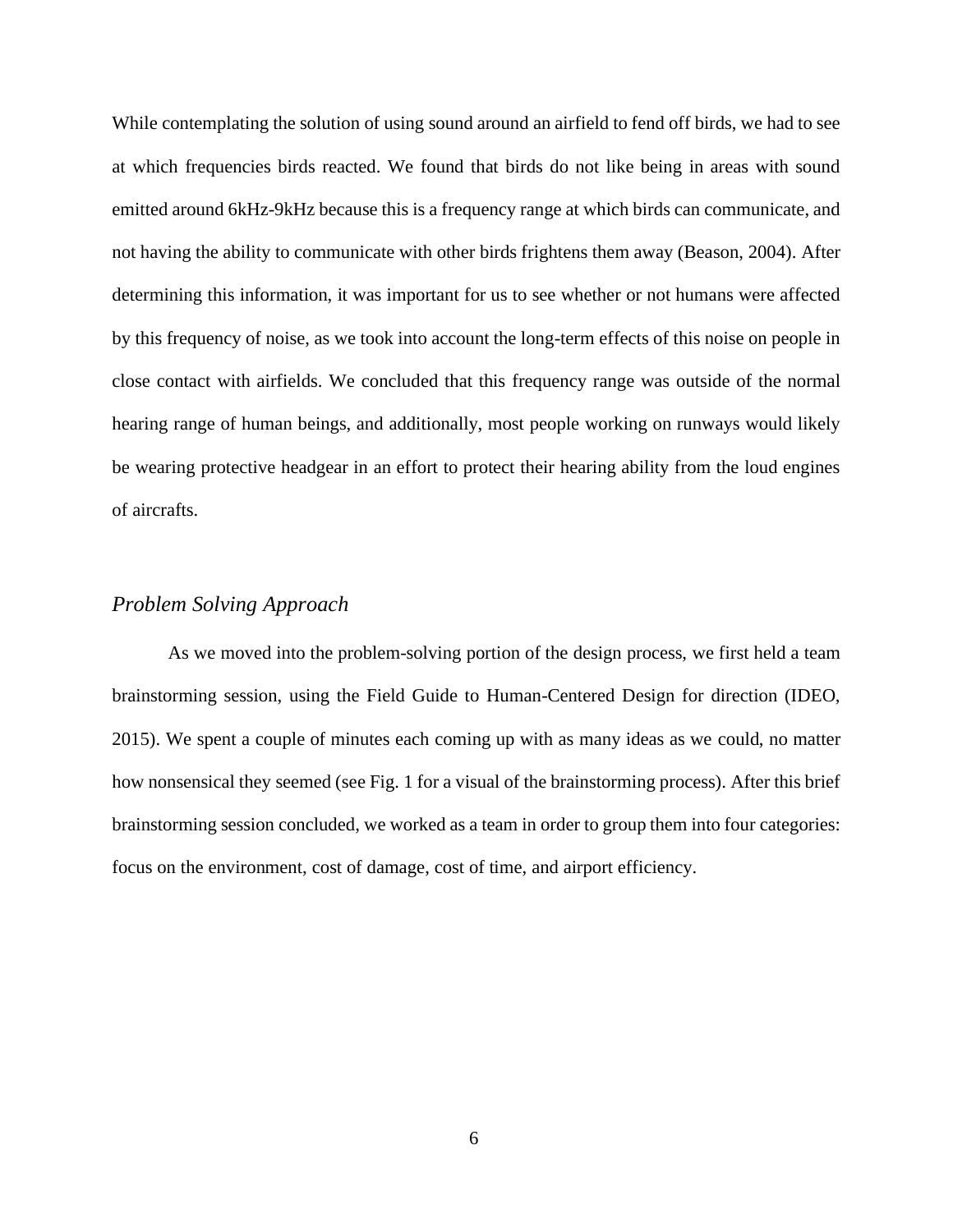While contemplating the solution of using sound around an airfield to fend off birds, we had to see at which frequencies birds reacted. We found that birds do not like being in areas with sound emitted around 6kHz-9kHz because this is a frequency range at which birds can communicate, and not having the ability to communicate with other birds frightens them away (Beason, 2004). After determining this information, it was important for us to see whether or not humans were affected by this frequency of noise, as we took into account the long-term effects of this noise on people in close contact with airfields. We concluded that this frequency range was outside of the normal hearing range of human beings, and additionally, most people working on runways would likely be wearing protective headgear in an effort to protect their hearing ability from the loud engines of aircrafts.

### *Problem Solving Approach*

As we moved into the problem-solving portion of the design process, we first held a team brainstorming session, using the Field Guide to Human-Centered Design for direction (IDEO, 2015). We spent a couple of minutes each coming up with as many ideas as we could, no matter how nonsensical they seemed (see Fig. 1 for a visual of the brainstorming process). After this brief brainstorming session concluded, we worked as a team in order to group them into four categories: focus on the environment, cost of damage, cost of time, and airport efficiency.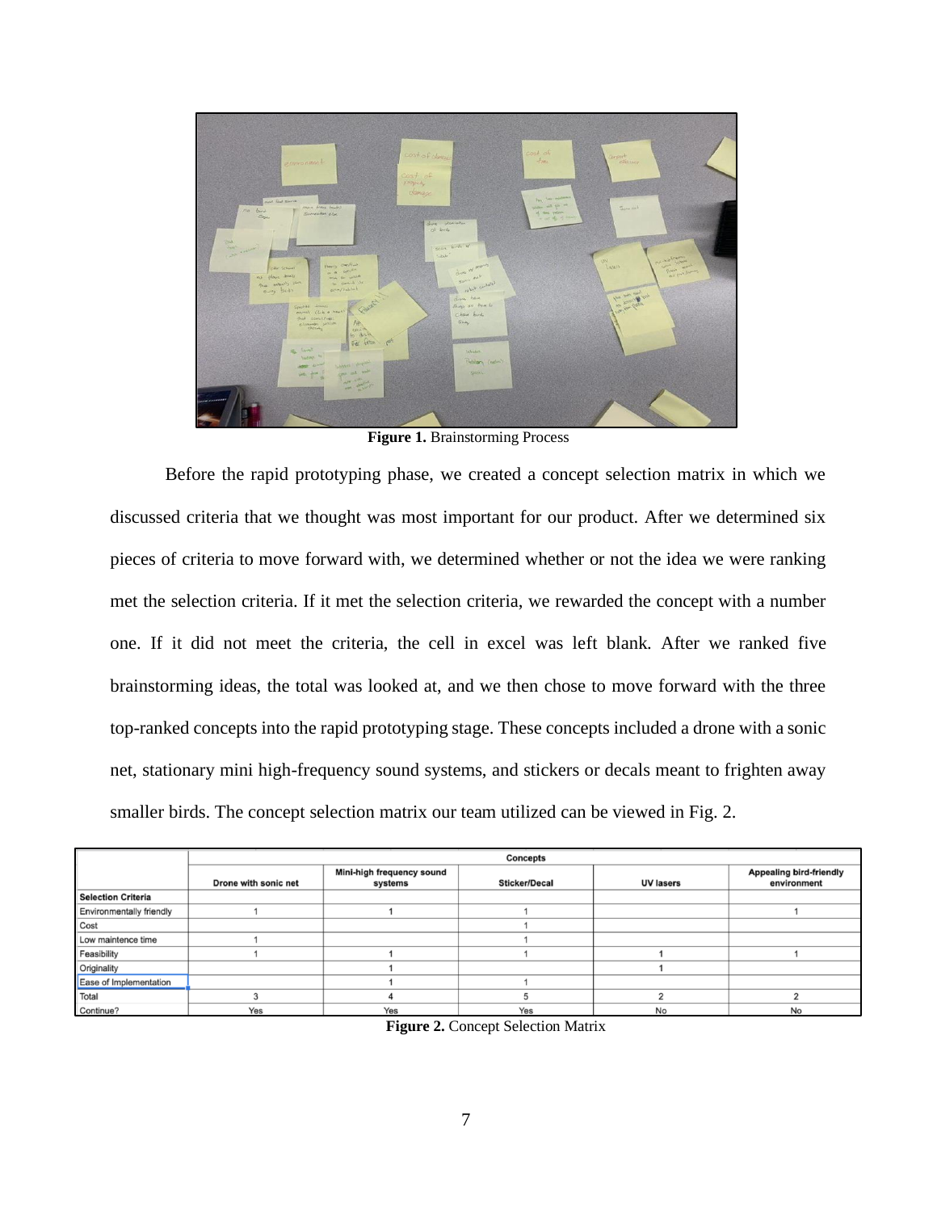**Figure 1.** Brainstorming Process

Before the rapid prototyping phase, we created a concept selection matrix in which we discussed criteria that we thought was most important for our product. After we determined six pieces of criteria to move forward with, we determined whether or not the idea we were ranking met the selection criteria. If it met the selection criteria, we rewarded the concept with a number one. If it did not meet the criteria, the cell in excel was left blank. After we ranked five brainstorming ideas, the total was looked at, and we then chose to move forward with the three top-ranked concepts into the rapid prototyping stage. These concepts included a drone with a sonic net, stationary mini high-frequency sound systems, and stickers or decals meant to frighten away smaller birds. The concept selection matrix our team utilized can be viewed in Fig. 2.

| | Concepts | | | | |
|---|---|---|---|---|---|
| | Drone with sonic net | Mini-high frequency sound systems | Sticker/Decal | UV lasers | Appealing bird-friendly environment |
| Selection Criteria | | | | | |
| Environmentally friendly | 1 | 1 | 1 | | 1 |
| Cost | | | 1 | | |
| Low maintence time | 1 | | 1 | | |
| Feasibility | 1 | 1 | 1 | 1 | 1 |
| Originality | | 1 | | 1 | |
| Ease of Implementation | | 1 | 1 | | |
| Total | 3 | 4 | 5 | 2 | 2 |
| Continue? | Yes | Yes | Yes | No | No |

**Figure 2.** Concept Selection Matrix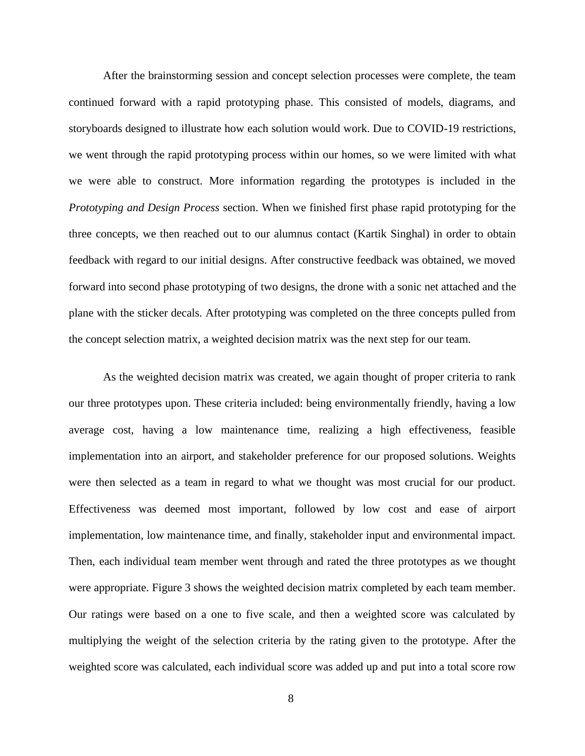After the brainstorming session and concept selection processes were complete, the team continued forward with a rapid prototyping phase. This consisted of models, diagrams, and storyboards designed to illustrate how each solution would work. Due to COVID-19 restrictions, we went through the rapid prototyping process within our homes, so we were limited with what we were able to construct. More information regarding the prototypes is included in the *Prototyping and Design Process* section. When we finished first phase rapid prototyping for the three concepts, we then reached out to our alumnus contact (Kartik Singhal) in order to obtain feedback with regard to our initial designs. After constructive feedback was obtained, we moved forward into second phase prototyping of two designs, the drone with a sonic net attached and the plane with the sticker decals. After prototyping was completed on the three concepts pulled from the concept selection matrix, a weighted decision matrix was the next step for our team.

As the weighted decision matrix was created, we again thought of proper criteria to rank our three prototypes upon. These criteria included: being environmentally friendly, having a low average cost, having a low maintenance time, realizing a high effectiveness, feasible implementation into an airport, and stakeholder preference for our proposed solutions. Weights were then selected as a team in regard to what we thought was most crucial for our product. Effectiveness was deemed most important, followed by low cost and ease of airport implementation, low maintenance time, and finally, stakeholder input and environmental impact. Then, each individual team member went through and rated the three prototypes as we thought were appropriate. Figure 3 shows the weighted decision matrix completed by each team member. Our ratings were based on a one to five scale, and then a weighted score was calculated by multiplying the weight of the selection criteria by the rating given to the prototype. After the weighted score was calculated, each individual score was added up and put into a total score row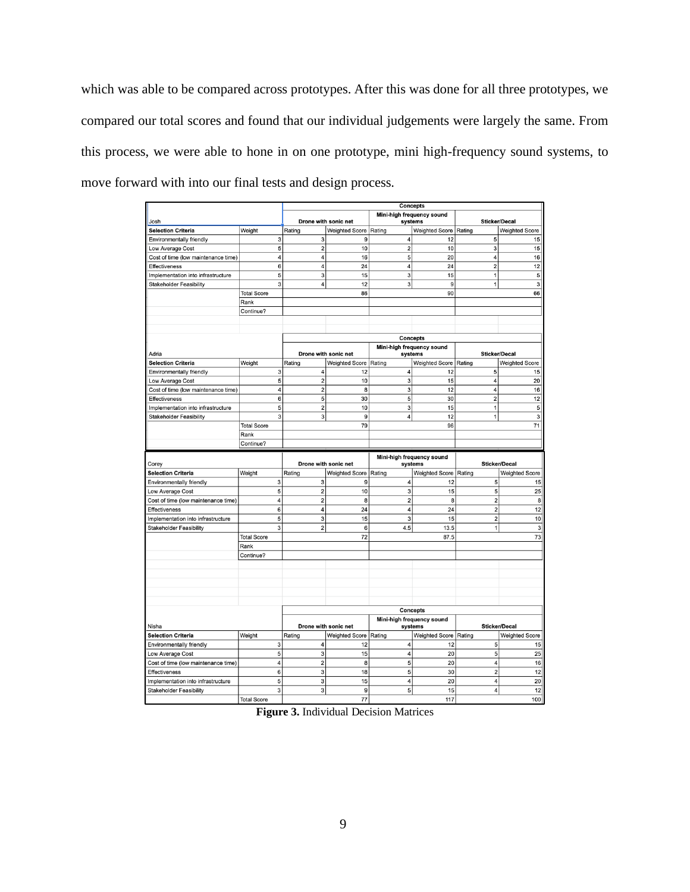which was able to be compared across prototypes. After this was done for all three prototypes, we compared our total scores and found that our individual judgements were largely the same. From this process, we were able to hone in on one prototype, mini high-frequency sound systems, to move forward with into our final tests and design process.

| | | Concepts | | | | | |
|---|---|---|---|---|---|---|---|
| Josh | | Drone with sonic net | | Mini-high frequency sound systems | | Sticker/Decal | |
| Selection Criteria | Weight | Rating | Weighted Score | Rating | Weighted Score | Rating | Weighted Score |
| Environmentally friendly | 3 | 3 | 9 | 4 | 12 | 5 | 15 |
| Low Average Cost | 5 | 2 | 10 | 2 | 10 | 3 | 15 |
| Cost of time (low maintenance time) | 4 | 4 | 16 | 5 | 20 | 4 | 16 |
| Effectiveness | 6 | 4 | 24 | 4 | 24 | 2 | 12 |
| Implementation into infrastructure | 5 | 3 | 15 | 3 | 15 | 1 | 5 |
| Stakeholder Feasibility | 3 | 4 | 12 | 3 | 9 | 1 | 3 |
| | Total Score | | 86 | | 90 | | 66 |
| | Rank | | | | | | |
| | Continue? | | | | | | |

| | | Concepts | | | | | |
|---|---|---|---|---|---|---|---|
| Adria | | Drone with sonic net | | Mini-high frequency sound systems | | Sticker/Decal | |
| Selection Criteria | Weight | Rating | Weighted Score | Rating | Weighted Score | Rating | Weighted Score |
| Environmentally friendly | 3 | 4 | 12 | 4 | 12 | 5 | 15 |
| Low Average Cost | 5 | 2 | 10 | 3 | 15 | 4 | 20 |
| Cost of time (low maintenance time) | 4 | 2 | 8 | 3 | 12 | 4 | 16 |
| Effectiveness | 6 | 5 | 30 | 5 | 30 | 2 | 12 |
| Implementation into infrastructure | 5 | 2 | 10 | 3 | 15 | 1 | 5 |
| Stakeholder Feasibility | 3 | 3 | 9 | 4 | 12 | 1 | 3 |
| | Total Score | | 79 | | 96 | | 71 |
| | Rank | | | | | | |
| | Continue? | | | | | | |

| Corey | | Drone with sonic net | | Mini-high frequency sound systems | | Sticker/Decal | |
|---|---|---|---|---|---|---|---|
| Selection Criteria | Weight | Rating | Weighted Score | Rating | Weighted Score | Rating | Weighted Score |
| Environmentally friendly | 3 | 3 | 9 | 4 | 12 | 5 | 15 |
| Low Average Cost | 5 | 2 | 10 | 3 | 15 | 5 | 25 |
| Cost of time (low maintenance time) | 4 | 2 | 8 | 2 | 8 | 2 | 8 |
| Effectiveness | 6 | 4 | 24 | 4 | 24 | 2 | 12 |
| Implementation into infrastructure | 5 | 3 | 15 | 3 | 15 | 2 | 10 |
| Stakeholder Feasibility | 3 | 2 | 6 | 4.5 | 13.5 | 1 | 3 |
| | Total Score | | 72 | | 87.5 | | 73 |
| | Rank | | | | | | |
| | Continue? | | | | | | |

| | | Concepts | | | | | |
|---|---|---|---|---|---|---|---|
| Nisha | | Drone with sonic net | | Mini-high frequency sound systems | | Sticker/Decal | |
| Selection Criteria | Weight | Rating | Weighted Score | Rating | Weighted Score | Rating | Weighted Score |
| Environmentally friendly | 3 | 4 | 12 | 4 | 12 | 5 | 15 |
| Low Average Cost | 5 | 3 | 15 | 4 | 20 | 5 | 25 |
| Cost of time (low maintenance time) | 4 | 2 | 8 | 5 | 20 | 4 | 16 |
| Effectiveness | 6 | 3 | 18 | 5 | 30 | 2 | 12 |
| Implementation into infrastructure | 5 | 3 | 15 | 4 | 20 | 4 | 20 |
| Stakeholder Feasibility | 3 | 3 | 9 | 5 | 15 | 4 | 12 |
| | Total Score | | 77 | | 117 | | 100 |

**Figure 3.** Individual Decision Matrices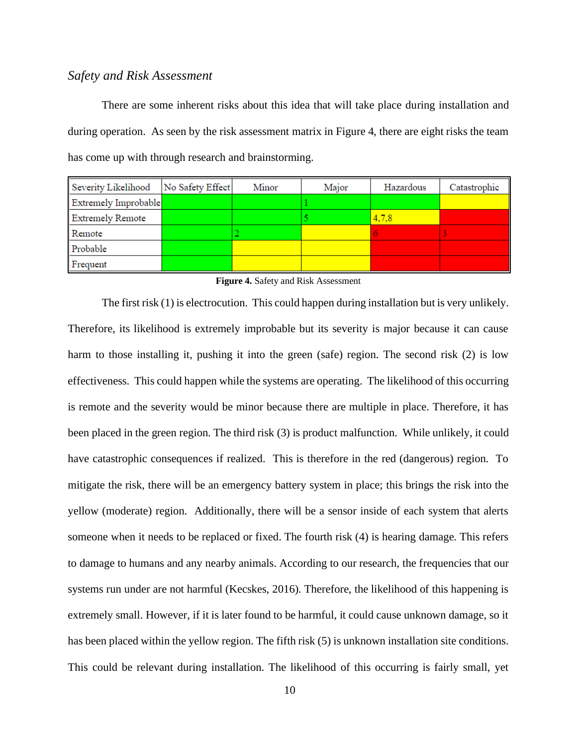### *Safety and Risk Assessment*

There are some inherent risks about this idea that will take place during installation and during operation. As seen by the risk assessment matrix in Figure 4, there are eight risks the team has come up with through research and brainstorming.

| Severity Likelihood | No Safety Effect | Minor | Major | Hazardous | Catastrophic |
|---|---|---|---|---|---|
| Extremely Improbable | | | 1 | | |
| Extremely Remote | | | 5 | 4,7,8 | |
| Remote | | 2 | | 6 | 3 |
| Probable | | | | | |
| Frequent | | | | | |

**Figure 4.** Safety and Risk Assessment

The first risk (1) is electrocution. This could happen during installation but is very unlikely. Therefore, its likelihood is extremely improbable but its severity is major because it can cause harm to those installing it, pushing it into the green (safe) region. The second risk (2) is low effectiveness. This could happen while the systems are operating. The likelihood of this occurring is remote and the severity would be minor because there are multiple in place. Therefore, it has been placed in the green region. The third risk (3) is product malfunction. While unlikely, it could have catastrophic consequences if realized. This is therefore in the red (dangerous) region. To mitigate the risk, there will be an emergency battery system in place; this brings the risk into the yellow (moderate) region. Additionally, there will be a sensor inside of each system that alerts someone when it needs to be replaced or fixed. The fourth risk (4) is hearing damage. This refers to damage to humans and any nearby animals. According to our research, the frequencies that our systems run under are not harmful (Kecskes, 2016). Therefore, the likelihood of this happening is extremely small. However, if it is later found to be harmful, it could cause unknown damage, so it has been placed within the yellow region. The fifth risk (5) is unknown installation site conditions. This could be relevant during installation. The likelihood of this occurring is fairly small, yet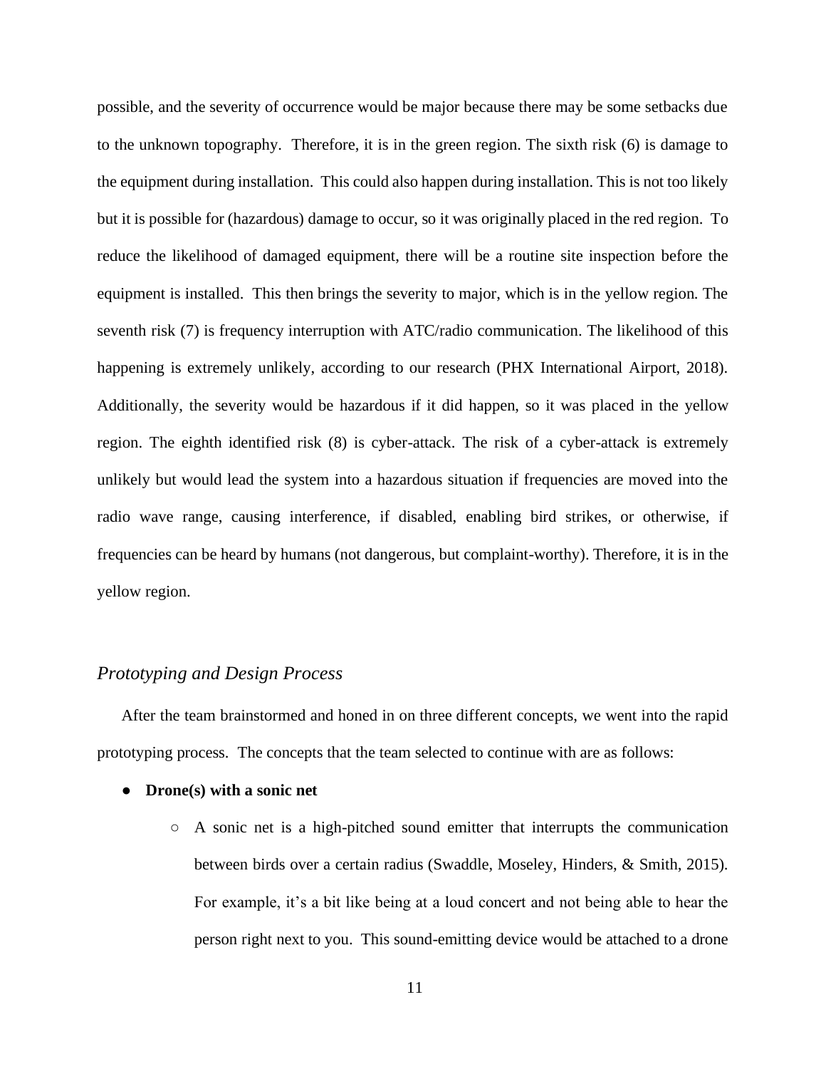possible, and the severity of occurrence would be major because there may be some setbacks due to the unknown topography. Therefore, it is in the green region. The sixth risk (6) is damage to the equipment during installation. This could also happen during installation. This is not too likely but it is possible for (hazardous) damage to occur, so it was originally placed in the red region. To reduce the likelihood of damaged equipment, there will be a routine site inspection before the equipment is installed. This then brings the severity to major, which is in the yellow region. The seventh risk (7) is frequency interruption with ATC/radio communication. The likelihood of this happening is extremely unlikely, according to our research (PHX International Airport, 2018). Additionally, the severity would be hazardous if it did happen, so it was placed in the yellow region. The eighth identified risk (8) is cyber-attack. The risk of a cyber-attack is extremely unlikely but would lead the system into a hazardous situation if frequencies are moved into the radio wave range, causing interference, if disabled, enabling bird strikes, or otherwise, if frequencies can be heard by humans (not dangerous, but complaint-worthy). Therefore, it is in the yellow region.

## *Prototyping and Design Process*

After the team brainstormed and honed in on three different concepts, we went into the rapid prototyping process. The concepts that the team selected to continue with are as follows:

- **Drone(s) with a sonic net**
  - A sonic net is a high-pitched sound emitter that interrupts the communication between birds over a certain radius (Swaddle, Moseley, Hinders, & Smith, 2015). For example, it's a bit like being at a loud concert and not being able to hear the person right next to you. This sound-emitting device would be attached to a drone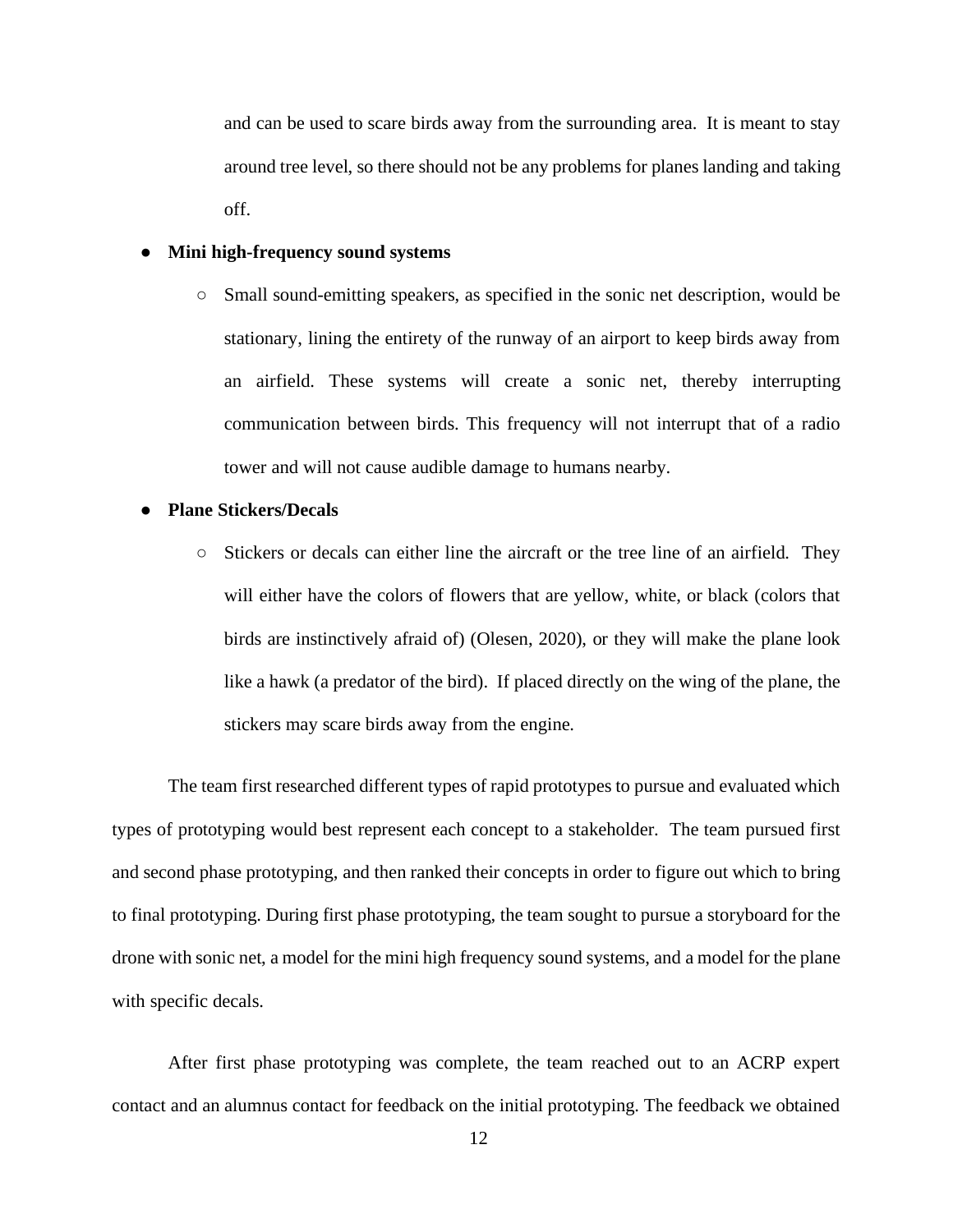and can be used to scare birds away from the surrounding area. It is meant to stay around tree level, so there should not be any problems for planes landing and taking off.

- **Mini high-frequency sound systems**
  - Small sound-emitting speakers, as specified in the sonic net description, would be stationary, lining the entirety of the runway of an airport to keep birds away from an airfield. These systems will create a sonic net, thereby interrupting communication between birds. This frequency will not interrupt that of a radio tower and will not cause audible damage to humans nearby.
- **Plane Stickers/Decals**
  - Stickers or decals can either line the aircraft or the tree line of an airfield. They will either have the colors of flowers that are yellow, white, or black (colors that birds are instinctively afraid of) (Olesen, 2020), or they will make the plane look like a hawk (a predator of the bird). If placed directly on the wing of the plane, the stickers may scare birds away from the engine.

The team first researched different types of rapid prototypes to pursue and evaluated which types of prototyping would best represent each concept to a stakeholder. The team pursued first and second phase prototyping, and then ranked their concepts in order to figure out which to bring to final prototyping. During first phase prototyping, the team sought to pursue a storyboard for the drone with sonic net, a model for the mini high frequency sound systems, and a model for the plane with specific decals.

After first phase prototyping was complete, the team reached out to an ACRP expert contact and an alumnus contact for feedback on the initial prototyping. The feedback we obtained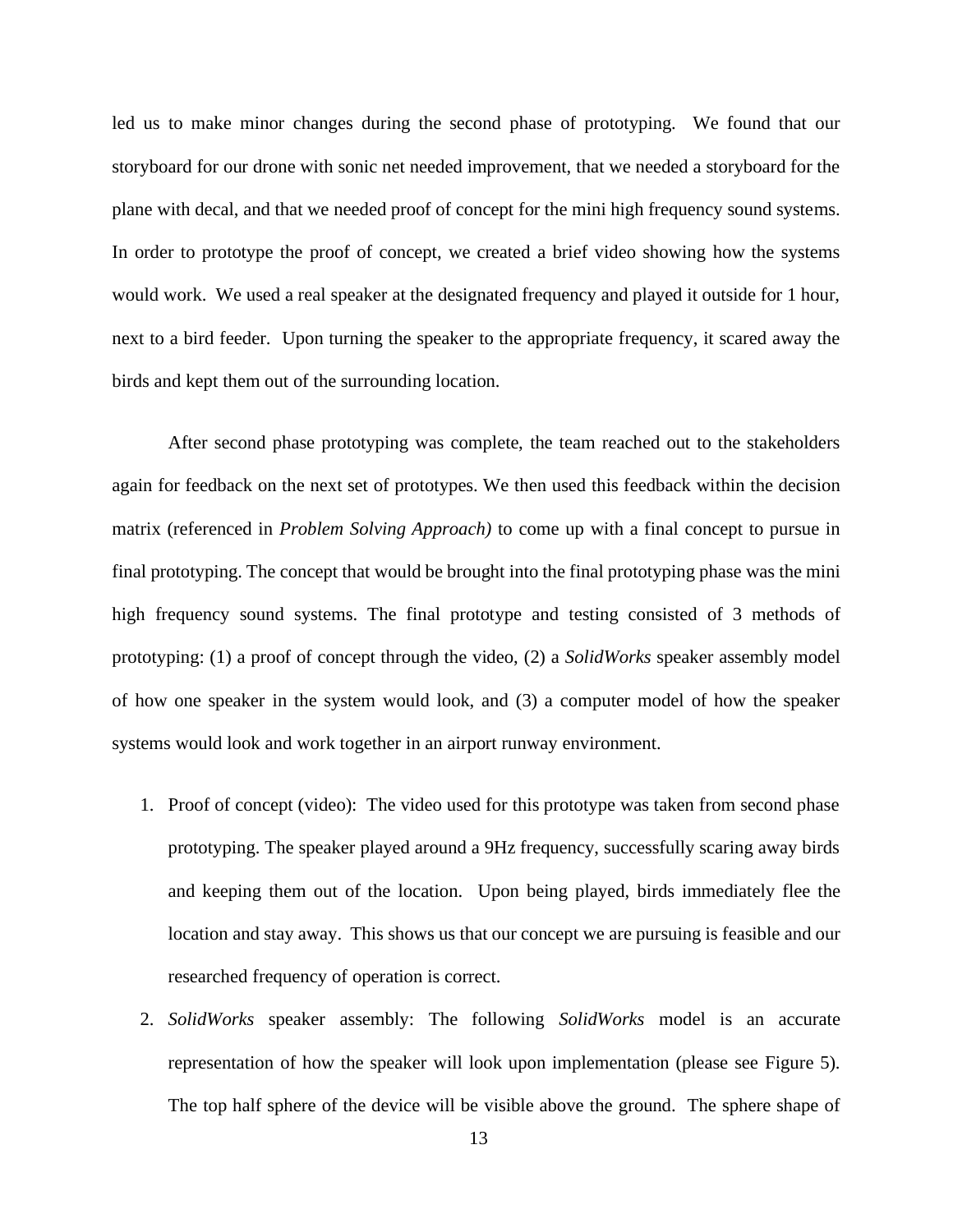led us to make minor changes during the second phase of prototyping. We found that our storyboard for our drone with sonic net needed improvement, that we needed a storyboard for the plane with decal, and that we needed proof of concept for the mini high frequency sound systems. In order to prototype the proof of concept, we created a brief video showing how the systems would work. We used a real speaker at the designated frequency and played it outside for 1 hour, next to a bird feeder. Upon turning the speaker to the appropriate frequency, it scared away the birds and kept them out of the surrounding location.

After second phase prototyping was complete, the team reached out to the stakeholders again for feedback on the next set of prototypes. We then used this feedback within the decision matrix (referenced in *Problem Solving Approach)* to come up with a final concept to pursue in final prototyping. The concept that would be brought into the final prototyping phase was the mini high frequency sound systems. The final prototype and testing consisted of 3 methods of prototyping: (1) a proof of concept through the video, (2) a *SolidWorks* speaker assembly model of how one speaker in the system would look, and (3) a computer model of how the speaker systems would look and work together in an airport runway environment.

1. Proof of concept (video): The video used for this prototype was taken from second phase prototyping. The speaker played around a 9Hz frequency, successfully scaring away birds and keeping them out of the location. Upon being played, birds immediately flee the location and stay away. This shows us that our concept we are pursuing is feasible and our researched frequency of operation is correct.
2. *SolidWorks* speaker assembly: The following *SolidWorks* model is an accurate representation of how the speaker will look upon implementation (please see Figure 5). The top half sphere of the device will be visible above the ground. The sphere shape of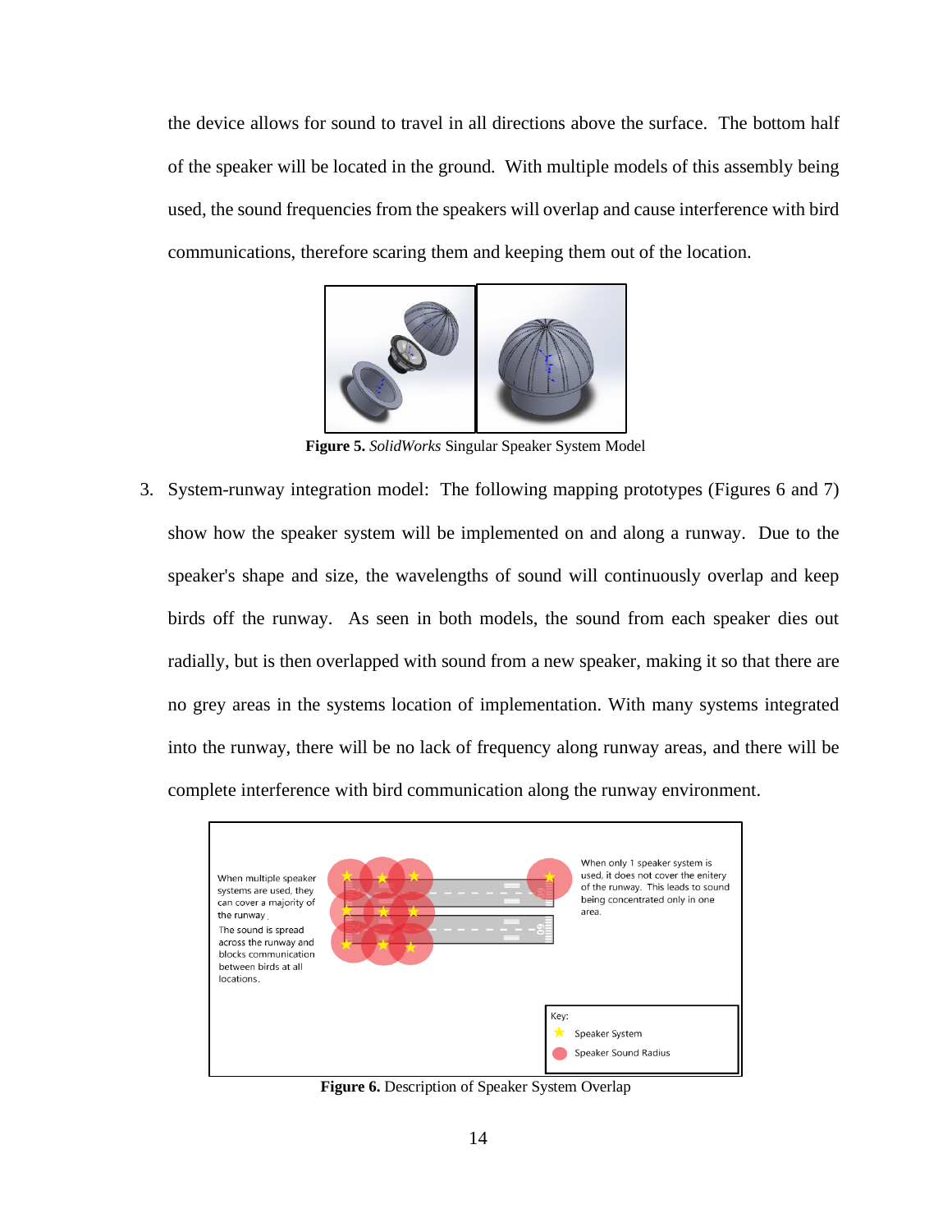the device allows for sound to travel in all directions above the surface. The bottom half of the speaker will be located in the ground. With multiple models of this assembly being used, the sound frequencies from the speakers will overlap and cause interference with bird communications, therefore scaring them and keeping them out of the location.

**Figure 5.** *SolidWorks* Singular Speaker System Model

3. System-runway integration model: The following mapping prototypes (Figures 6 and 7) show how the speaker system will be implemented on and along a runway. Due to the speaker's shape and size, the wavelengths of sound will continuously overlap and keep birds off the runway. As seen in both models, the sound from each speaker dies out radially, but is then overlapped with sound from a new speaker, making it so that there are no grey areas in the systems location of implementation. With many systems integrated into the runway, there will be no lack of frequency along runway areas, and there will be complete interference with bird communication along the runway environment.

**Figure 6.** Description of Speaker System Overlap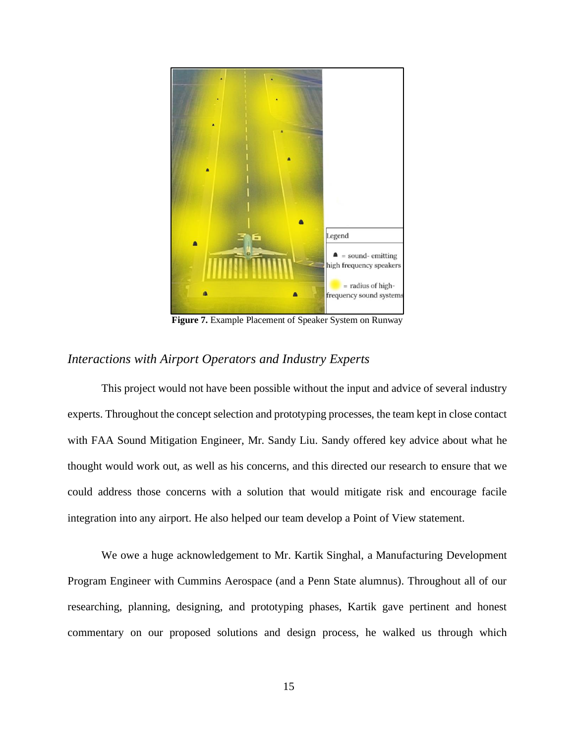Figure 7. Example Placement of Speaker System on Runway

## *Interactions with Airport Operators and Industry Experts*

This project would not have been possible without the input and advice of several industry experts. Throughout the concept selection and prototyping processes, the team kept in close contact with FAA Sound Mitigation Engineer, Mr. Sandy Liu. Sandy offered key advice about what he thought would work out, as well as his concerns, and this directed our research to ensure that we could address those concerns with a solution that would mitigate risk and encourage facile integration into any airport. He also helped our team develop a Point of View statement.

We owe a huge acknowledgement to Mr. Kartik Singhal, a Manufacturing Development Program Engineer with Cummins Aerospace (and a Penn State alumnus). Throughout all of our researching, planning, designing, and prototyping phases, Kartik gave pertinent and honest commentary on our proposed solutions and design process, he walked us through which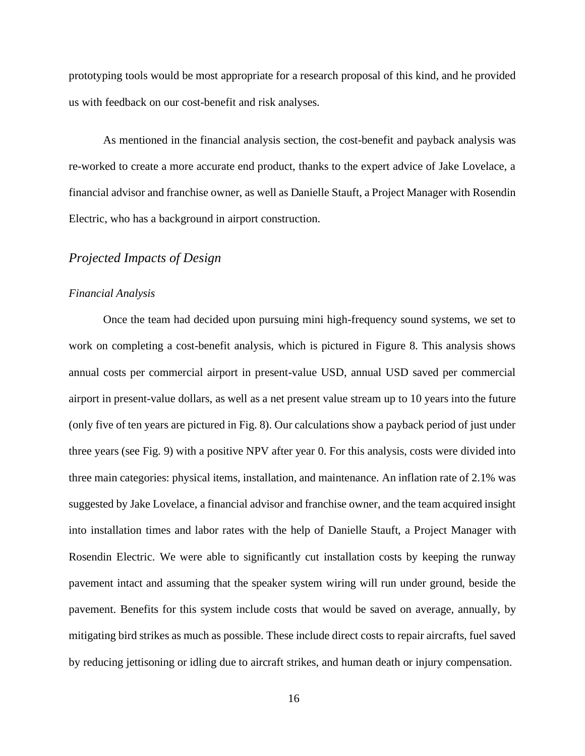prototyping tools would be most appropriate for a research proposal of this kind, and he provided us with feedback on our cost-benefit and risk analyses.

As mentioned in the financial analysis section, the cost-benefit and payback analysis was re-worked to create a more accurate end product, thanks to the expert advice of Jake Lovelace, a financial advisor and franchise owner, as well as Danielle Stauft, a Project Manager with Rosendin Electric, who has a background in airport construction.

## *Projected Impacts of Design*

### *Financial Analysis*

Once the team had decided upon pursuing mini high-frequency sound systems, we set to work on completing a cost-benefit analysis, which is pictured in Figure 8. This analysis shows annual costs per commercial airport in present-value USD, annual USD saved per commercial airport in present-value dollars, as well as a net present value stream up to 10 years into the future (only five of ten years are pictured in Fig. 8). Our calculations show a payback period of just under three years (see Fig. 9) with a positive NPV after year 0. For this analysis, costs were divided into three main categories: physical items, installation, and maintenance. An inflation rate of 2.1% was suggested by Jake Lovelace, a financial advisor and franchise owner, and the team acquired insight into installation times and labor rates with the help of Danielle Stauft, a Project Manager with Rosendin Electric. We were able to significantly cut installation costs by keeping the runway pavement intact and assuming that the speaker system wiring will run under ground, beside the pavement. Benefits for this system include costs that would be saved on average, annually, by mitigating bird strikes as much as possible. These include direct costs to repair aircrafts, fuel saved by reducing jettisoning or idling due to aircraft strikes, and human death or injury compensation.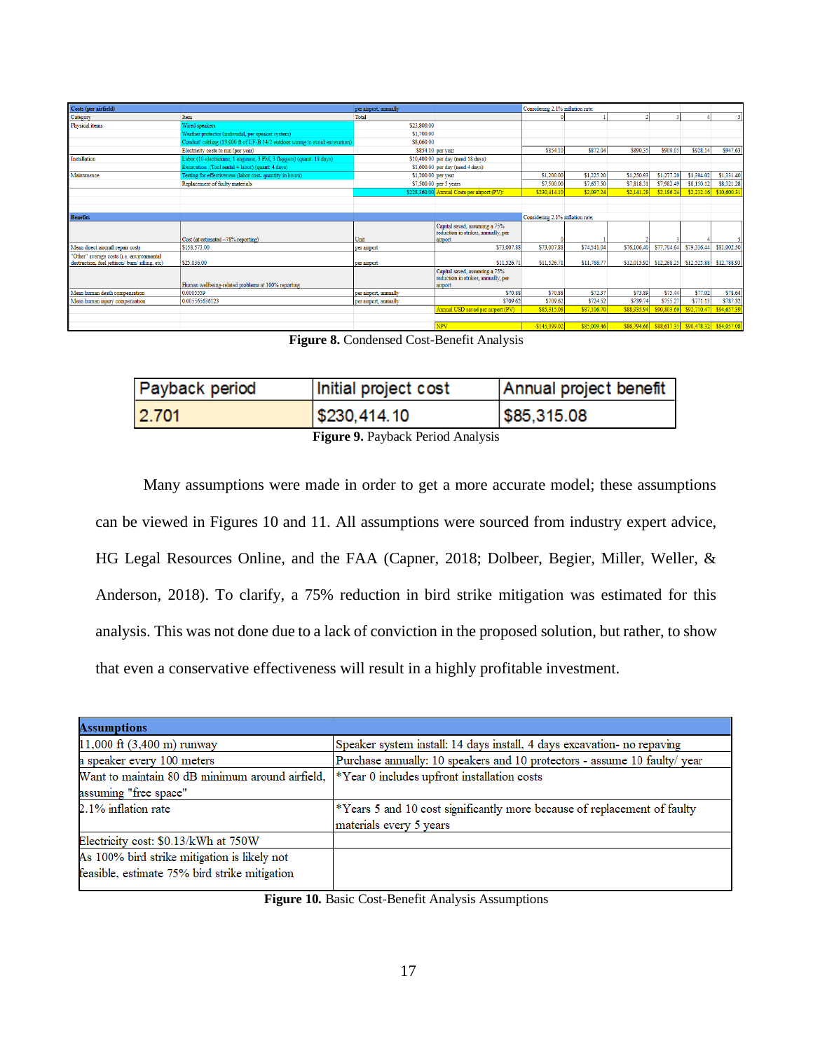| Costs (per airfield) | | per airport, annually | | Considering 2.1% inflation rate: | | | | | |
|---|---|---|---|---|---|---|---|---|---|
| Category | Item | Total | | 0 | 1 | 2 | 3 | 4 | 5 |
| Physical items | Wired speakers | $23,800.00 | | | | | | | |
| | Weather protector (individual, per speaker system) | $1,700.00 | | | | | | | |
| | Conduit/ cabling (13,000 ft of UF-B 14/2 outdoor wiring to avoid excavation) | $8,060.00 | | | | | | | |
| | Electricity costs to run (per year) | $854.10 | per year | $854.10 | $872.04 | $890.35 | $909.05 | $928.14 | $947.63 |
| Installation | Labor (10 electricians, 1 engineer, 3 PM, 3 flaggers) (quant: 18 days) | $10,400.00 | per day (need 18 days) | | | | | | |
| | Excavation (Tool rental + labor) (quant: 4 days) | $3,600.00 | per day (need 4 days) | | | | | | |
| Maintanence | Testing for effectiveness (labor cost- quantity in hours) | $1,200.00 | per year | $1,200.00 | $1,225.20 | $1,250.93 | $1,277.20 | $1,304.02 | $1,331.40 |
| | Replacement of faulty materials | $7,500.00 | per 5 years | $7,500.00 | $7,657.50 | $7,818.31 | $7,982.49 | $8,150.12 | $8,321.28 |
| | | $228,360.00 | Annual Costs per airport (PV): | $230,414.10 | $2,097.24 | $2,141.28 | $2,186.24 | $2,232.16 | $10,600.31 |
| | | | | | | | | | |
| **Benefits** | | | | Considering 2.1% inflation rate: | | | | | |
| | Cost (at estimated ~78% reporting) | Unit | Capital saved, assuming a 75% reduction in strikes, annually, per airport | 0 | 1 | 2 | 3 | 4 | 5 |
| Mean direct aircraft repair costs | $158,573.00 | per airport | $73,007.88 | $73,007.88 | $74,541.04 | $76,106.40 | $77,704.64 | $79,336.44 | $81,002.50 |
| "Other" average costs (i.e. environmental destruction, fuel jettison/ burn/ idling, etc) | $25,036.00 | per airport | $11,526.71 | $11,526.71 | $11,768.77 | $12,015.92 | $12,268.25 | $12,525.88 | $12,788.93 |
| | Human wellbeing-related problems at 100% reporting | | Capital saved, assuming a 75% reduction in strikes, annually, per airport | | | | | | |
| Mean human death compensation | 0.0005559 | per airport, annually | $70.88 | $70.88 | $72.37 | $73.89 | $75.44 | $77.02 | $78.64 |
| Mean human injury compensation | 0.005565656123 | per airport, annually | $709.62 | $709.62 | $724.52 | $739.74 | $755.27 | $771.13 | $787.32 |
| | | | Annual USD saved per airport (PV) | $85,315.08 | $87,106.70 | $88,935.94 | $90,803.60 | $92,710.47 | $94,657.39 |
| | | | NPV | -$145,099.02 | $85,009.46 | $86,794.66 | $88,617.35 | $90,478.32 | $84,057.08 |

**Figure 8.** Condensed Cost-Benefit Analysis

| Payback period | Initial project cost | Annual project benefit |
|---|---|---|
| 2.701 | $230,414.10 | $85,315.08 |

**Figure 9.** Payback Period Analysis

Many assumptions were made in order to get a more accurate model; these assumptions can be viewed in Figures 10 and 11. All assumptions were sourced from industry expert advice, HG Legal Resources Online, and the FAA (Capner, 2018; Dolbeer, Begier, Miller, Weller, & Anderson, 2018). To clarify, a 75% reduction in bird strike mitigation was estimated for this analysis. This was not done due to a lack of conviction in the proposed solution, but rather, to show that even a conservative effectiveness will result in a highly profitable investment.

| Assumptions | |
|---|---|
| 11,000 ft (3,400 m) runway | Speaker system install: 14 days install, 4 days excavation- no repaving |
| a speaker every 100 meters | Purchase annually: 10 speakers and 10 protectors - assume 10 faulty/ year |
| Want to maintain 80 dB minimum around airfield, assuming "free space" | *Year 0 includes upfront installation costs |
| 2.1% inflation rate | *Years 5 and 10 cost significantly more because of replacement of faulty materials every 5 years |
| Electricity cost: $0.13/kWh at 750W | |
| As 100% bird strike mitigation is likely not feasible, estimate 75% bird strike mitigation | |

**Figure 10.** Basic Cost-Benefit Analysis Assumptions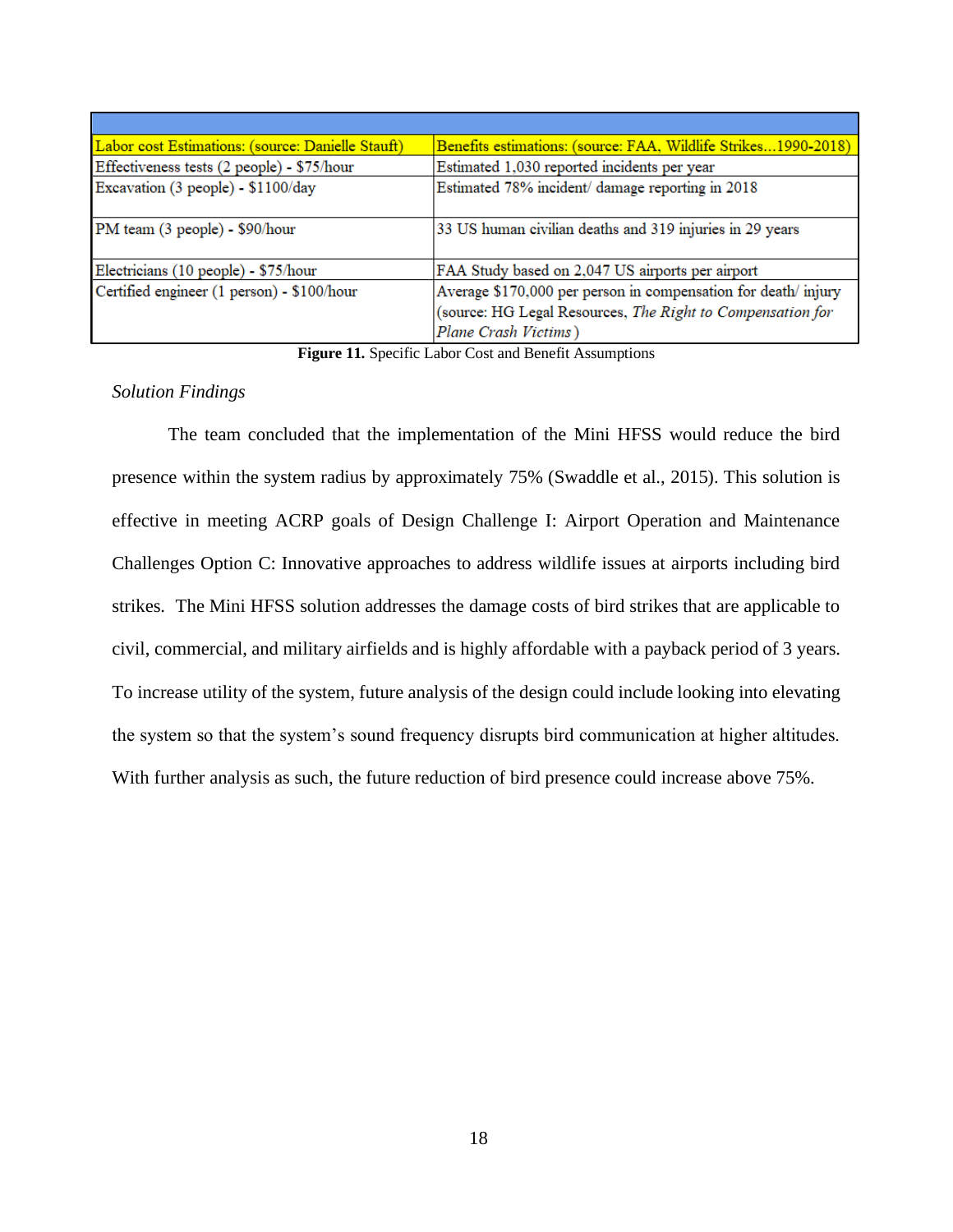| Labor cost Estimations: (source: Danielle Stauft) | Benefits estimations: (source: FAA, Wildlife Strikes...1990-2018) |
|---|---|
| Effectiveness tests (2 people) - $75/hour | Estimated 1,030 reported incidents per year |
| Excavation (3 people) - $1100/day | Estimated 78% incident/ damage reporting in 2018 |
| PM team (3 people) - $90/hour | 33 US human civilian deaths and 319 injuries in 29 years |
| Electricians (10 people) - $75/hour | FAA Study based on 2,047 US airports per airport |
| Certified engineer (1 person) - $100/hour | Average $170,000 per person in compensation for death/ injury (source: HG Legal Resources, *The Right to Compensation for Plane Crash Victims*) |

**Figure 11.** Specific Labor Cost and Benefit Assumptions

*Solution Findings*

The team concluded that the implementation of the Mini HFSS would reduce the bird presence within the system radius by approximately 75% (Swaddle et al., 2015). This solution is effective in meeting ACRP goals of Design Challenge I: Airport Operation and Maintenance Challenges Option C: Innovative approaches to address wildlife issues at airports including bird strikes. The Mini HFSS solution addresses the damage costs of bird strikes that are applicable to civil, commercial, and military airfields and is highly affordable with a payback period of 3 years. To increase utility of the system, future analysis of the design could include looking into elevating the system so that the system's sound frequency disrupts bird communication at higher altitudes. With further analysis as such, the future reduction of bird presence could increase above 75%.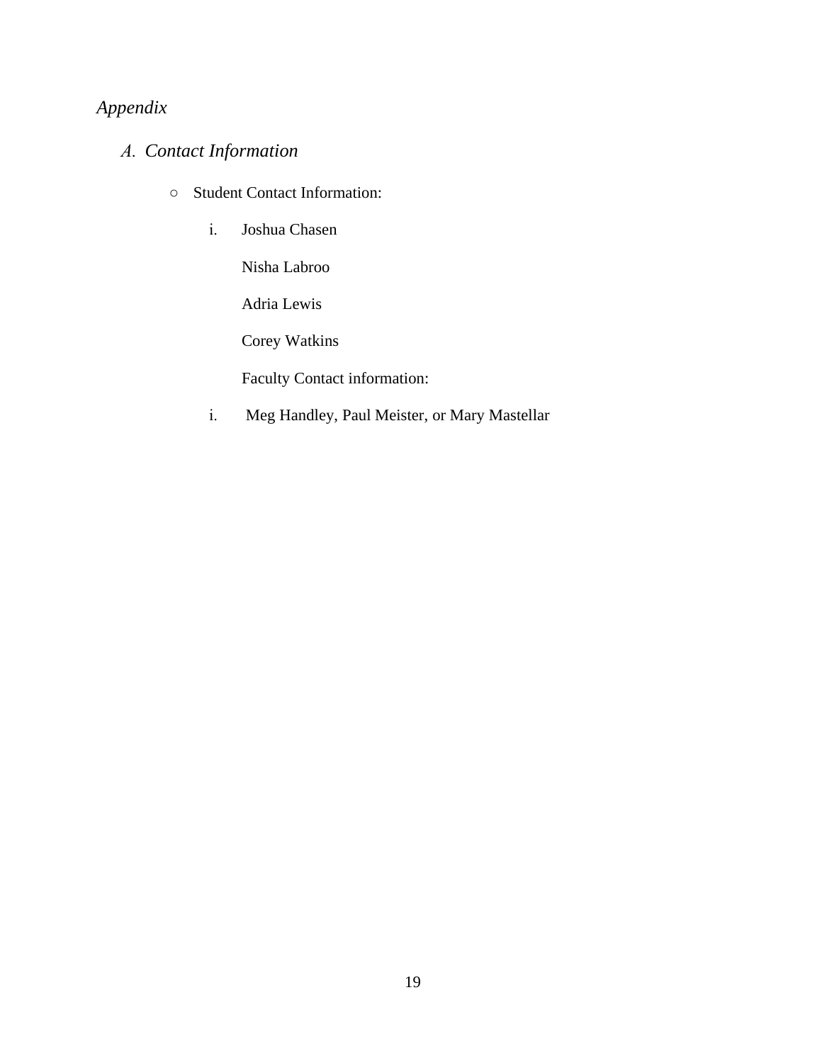*Appendix*

*A. Contact Information*

- Student Contact Information:

  i. Joshua Chasen

     Nisha Labroo

     Adria Lewis

     Corey Watkins

     Faculty Contact information:

  i. Meg Handley, Paul Meister, or Mary Mastellar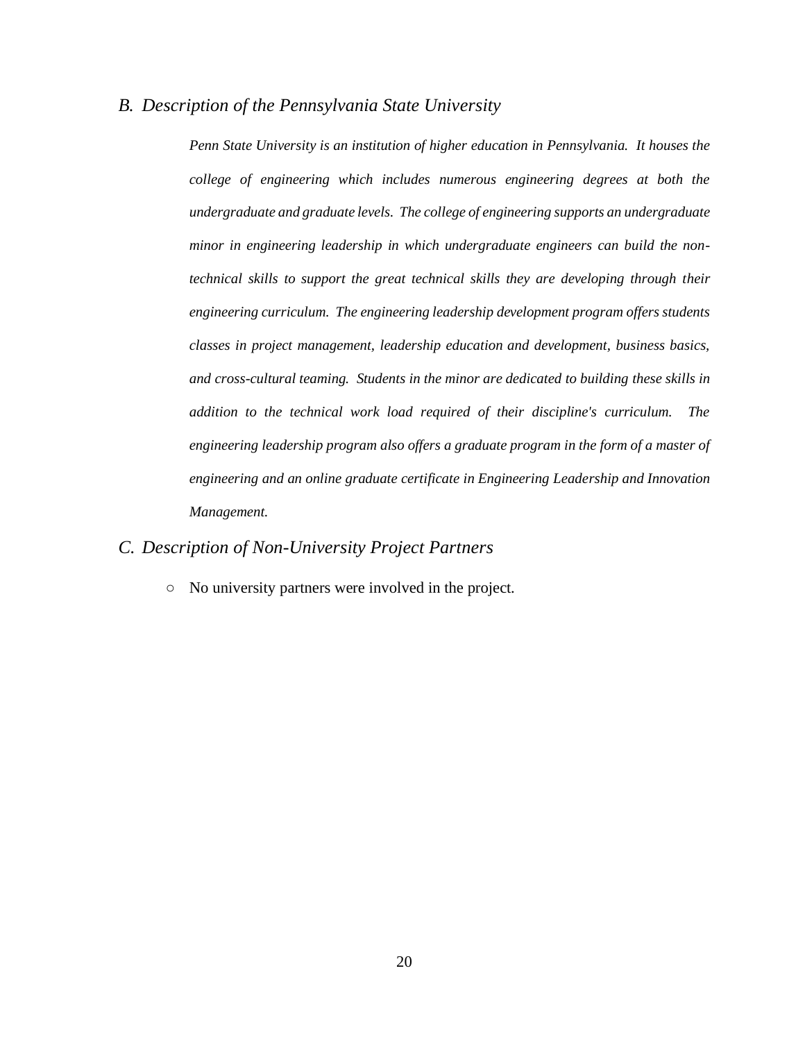## *B. Description of the Pennsylvania State University*

*Penn State University is an institution of higher education in Pennsylvania. It houses the college of engineering which includes numerous engineering degrees at both the undergraduate and graduate levels. The college of engineering supports an undergraduate minor in engineering leadership in which undergraduate engineers can build the non-technical skills to support the great technical skills they are developing through their engineering curriculum. The engineering leadership development program offers students classes in project management, leadership education and development, business basics, and cross-cultural teaming. Students in the minor are dedicated to building these skills in addition to the technical work load required of their discipline's curriculum. The engineering leadership program also offers a graduate program in the form of a master of engineering and an online graduate certificate in Engineering Leadership and Innovation Management.*

## *C. Description of Non-University Project Partners*

- No university partners were involved in the project.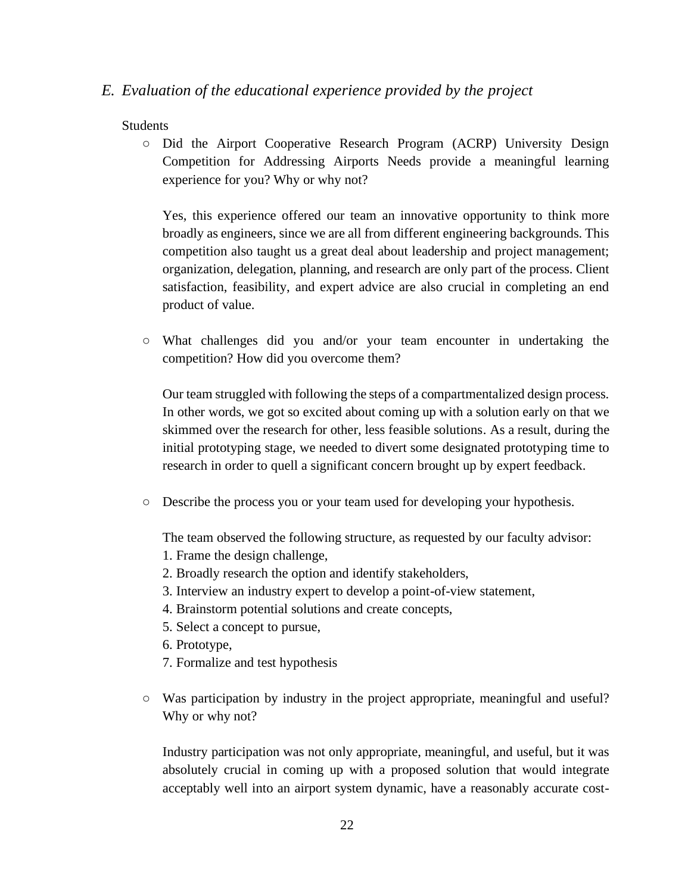## *E. Evaluation of the educational experience provided by the project*

Students

- Did the Airport Cooperative Research Program (ACRP) University Design Competition for Addressing Airports Needs provide a meaningful learning experience for you? Why or why not?

  Yes, this experience offered our team an innovative opportunity to think more broadly as engineers, since we are all from different engineering backgrounds. This competition also taught us a great deal about leadership and project management; organization, delegation, planning, and research are only part of the process. Client satisfaction, feasibility, and expert advice are also crucial in completing an end product of value.

- What challenges did you and/or your team encounter in undertaking the competition? How did you overcome them?

  Our team struggled with following the steps of a compartmentalized design process. In other words, we got so excited about coming up with a solution early on that we skimmed over the research for other, less feasible solutions. As a result, during the initial prototyping stage, we needed to divert some designated prototyping time to research in order to quell a significant concern brought up by expert feedback.

- Describe the process you or your team used for developing your hypothesis.

  The team observed the following structure, as requested by our faculty advisor:
  1. Frame the design challenge,
  2. Broadly research the option and identify stakeholders,
  3. Interview an industry expert to develop a point-of-view statement,
  4. Brainstorm potential solutions and create concepts,
  5. Select a concept to pursue,
  6. Prototype,
  7. Formalize and test hypothesis

- Was participation by industry in the project appropriate, meaningful and useful? Why or why not?

  Industry participation was not only appropriate, meaningful, and useful, but it was absolutely crucial in coming up with a proposed solution that would integrate acceptably well into an airport system dynamic, have a reasonably accurate cost-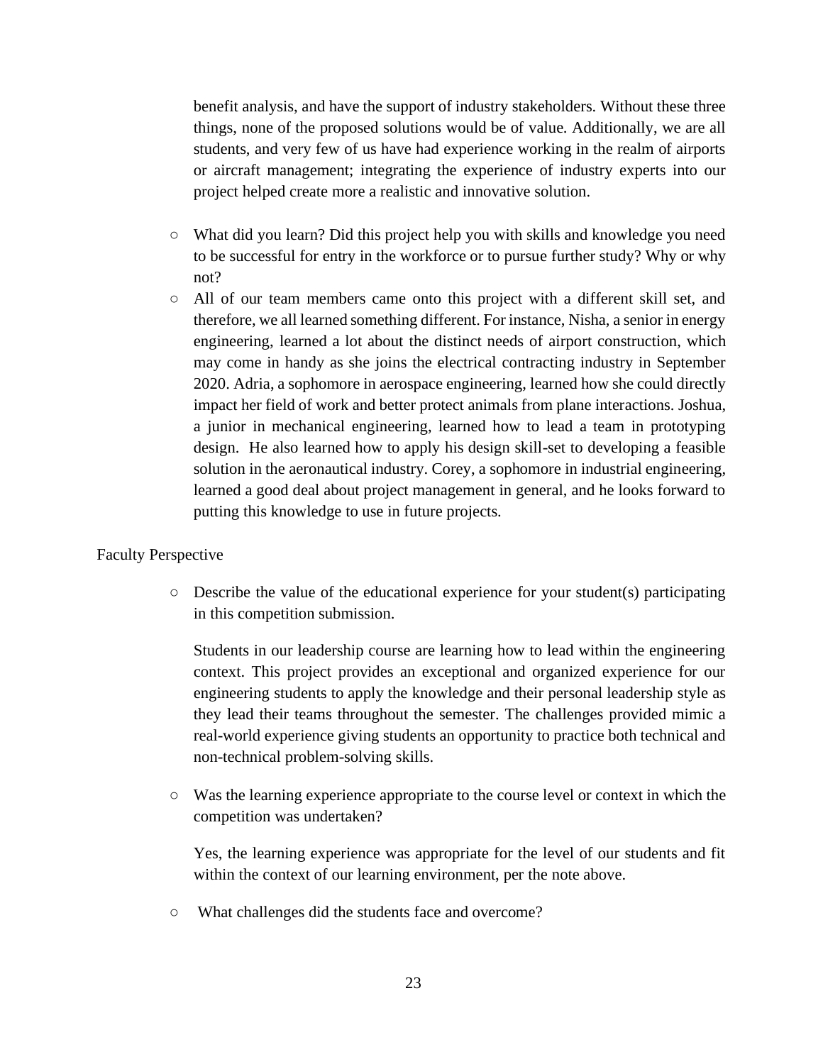benefit analysis, and have the support of industry stakeholders. Without these three things, none of the proposed solutions would be of value. Additionally, we are all students, and very few of us have had experience working in the realm of airports or aircraft management; integrating the experience of industry experts into our project helped create more a realistic and innovative solution.

- What did you learn? Did this project help you with skills and knowledge you need to be successful for entry in the workforce or to pursue further study? Why or why not?
- All of our team members came onto this project with a different skill set, and therefore, we all learned something different. For instance, Nisha, a senior in energy engineering, learned a lot about the distinct needs of airport construction, which may come in handy as she joins the electrical contracting industry in September 2020. Adria, a sophomore in aerospace engineering, learned how she could directly impact her field of work and better protect animals from plane interactions. Joshua, a junior in mechanical engineering, learned how to lead a team in prototyping design. He also learned how to apply his design skill-set to developing a feasible solution in the aeronautical industry. Corey, a sophomore in industrial engineering, learned a good deal about project management in general, and he looks forward to putting this knowledge to use in future projects.

Faculty Perspective

- Describe the value of the educational experience for your student(s) participating in this competition submission.

  Students in our leadership course are learning how to lead within the engineering context. This project provides an exceptional and organized experience for our engineering students to apply the knowledge and their personal leadership style as they lead their teams throughout the semester. The challenges provided mimic a real-world experience giving students an opportunity to practice both technical and non-technical problem-solving skills.

- Was the learning experience appropriate to the course level or context in which the competition was undertaken?

  Yes, the learning experience was appropriate for the level of our students and fit within the context of our learning environment, per the note above.

- What challenges did the students face and overcome?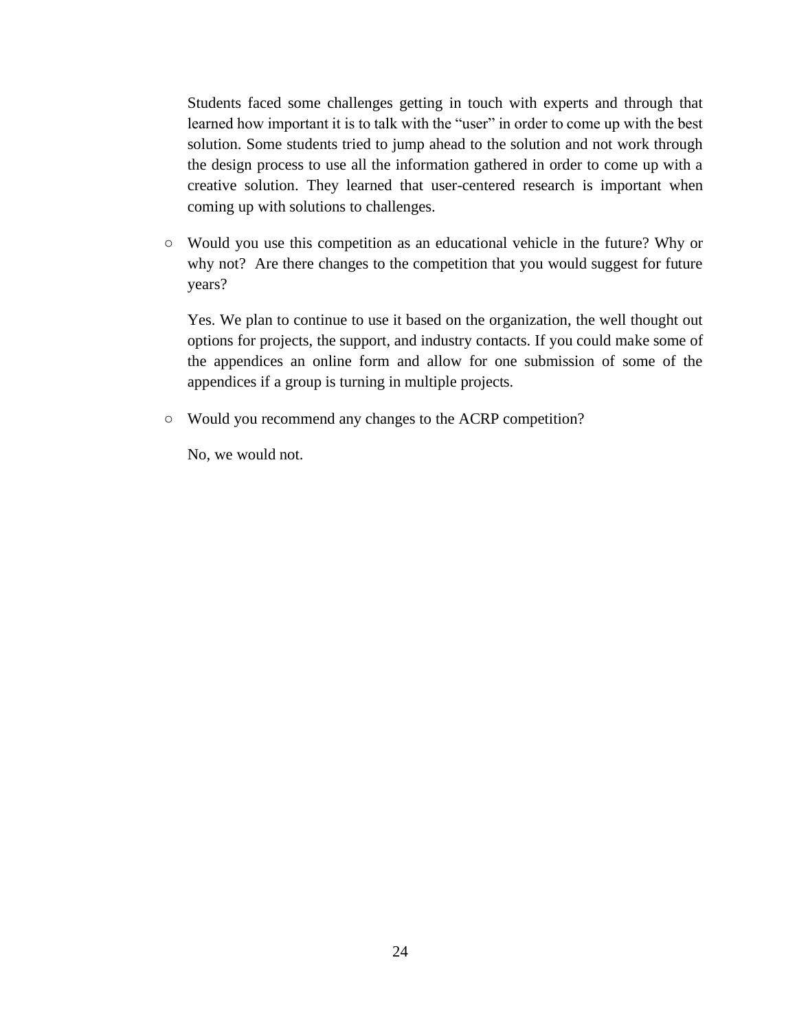Students faced some challenges getting in touch with experts and through that learned how important it is to talk with the "user" in order to come up with the best solution. Some students tried to jump ahead to the solution and not work through the design process to use all the information gathered in order to come up with a creative solution. They learned that user-centered research is important when coming up with solutions to challenges.

- Would you use this competition as an educational vehicle in the future? Why or why not? Are there changes to the competition that you would suggest for future years?

  Yes. We plan to continue to use it based on the organization, the well thought out options for projects, the support, and industry contacts. If you could make some of the appendices an online form and allow for one submission of some of the appendices if a group is turning in multiple projects.

- Would you recommend any changes to the ACRP competition?

  No, we would not.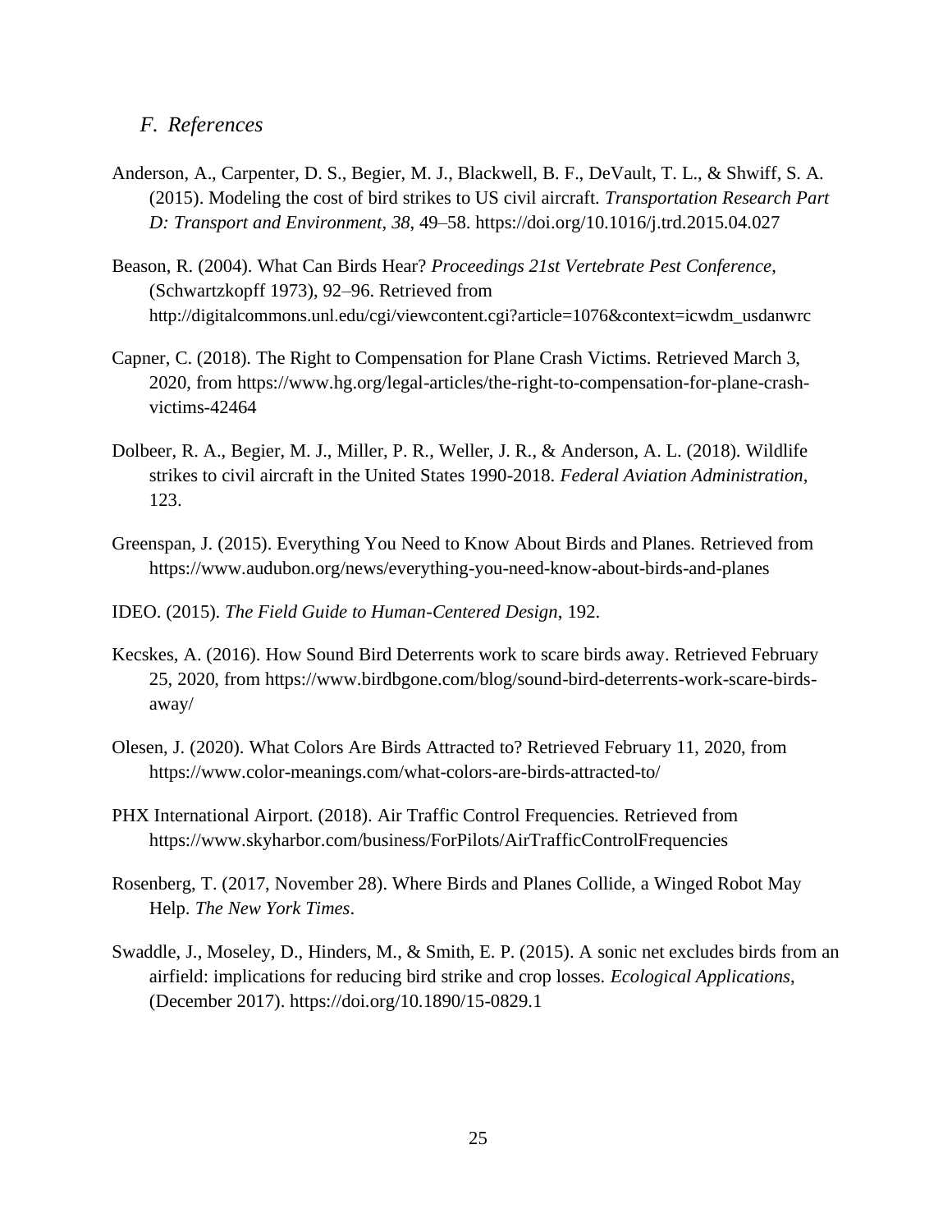## *F. References*

Anderson, A., Carpenter, D. S., Begier, M. J., Blackwell, B. F., DeVault, T. L., & Shwiff, S. A. (2015). Modeling the cost of bird strikes to US civil aircraft. *Transportation Research Part D: Transport and Environment*, *38*, 49–58. https://doi.org/10.1016/j.trd.2015.04.027

Beason, R. (2004). What Can Birds Hear? *Proceedings 21st Vertebrate Pest Conference*, (Schwartzkopff 1973), 92–96. Retrieved from http://digitalcommons.unl.edu/cgi/viewcontent.cgi?article=1076&context=icwdm_usdanwrc

Capner, C. (2018). The Right to Compensation for Plane Crash Victims. Retrieved March 3, 2020, from https://www.hg.org/legal-articles/the-right-to-compensation-for-plane-crash-victims-42464

Dolbeer, R. A., Begier, M. J., Miller, P. R., Weller, J. R., & Anderson, A. L. (2018). Wildlife strikes to civil aircraft in the United States 1990-2018. *Federal Aviation Administration*, 123.

Greenspan, J. (2015). Everything You Need to Know About Birds and Planes. Retrieved from https://www.audubon.org/news/everything-you-need-know-about-birds-and-planes

IDEO. (2015). *The Field Guide to Human-Centered Design*, 192.

Kecskes, A. (2016). How Sound Bird Deterrents work to scare birds away. Retrieved February 25, 2020, from https://www.birdbgone.com/blog/sound-bird-deterrents-work-scare-birds-away/

Olesen, J. (2020). What Colors Are Birds Attracted to? Retrieved February 11, 2020, from https://www.color-meanings.com/what-colors-are-birds-attracted-to/

PHX International Airport. (2018). Air Traffic Control Frequencies. Retrieved from https://www.skyharbor.com/business/ForPilots/AirTrafficControlFrequencies

Rosenberg, T. (2017, November 28). Where Birds and Planes Collide, a Winged Robot May Help. *The New York Times*.

Swaddle, J., Moseley, D., Hinders, M., & Smith, E. P. (2015). A sonic net excludes birds from an airfield: implications for reducing bird strike and crop losses. *Ecological Applications*, (December 2017). https://doi.org/10.1890/15-0829.1